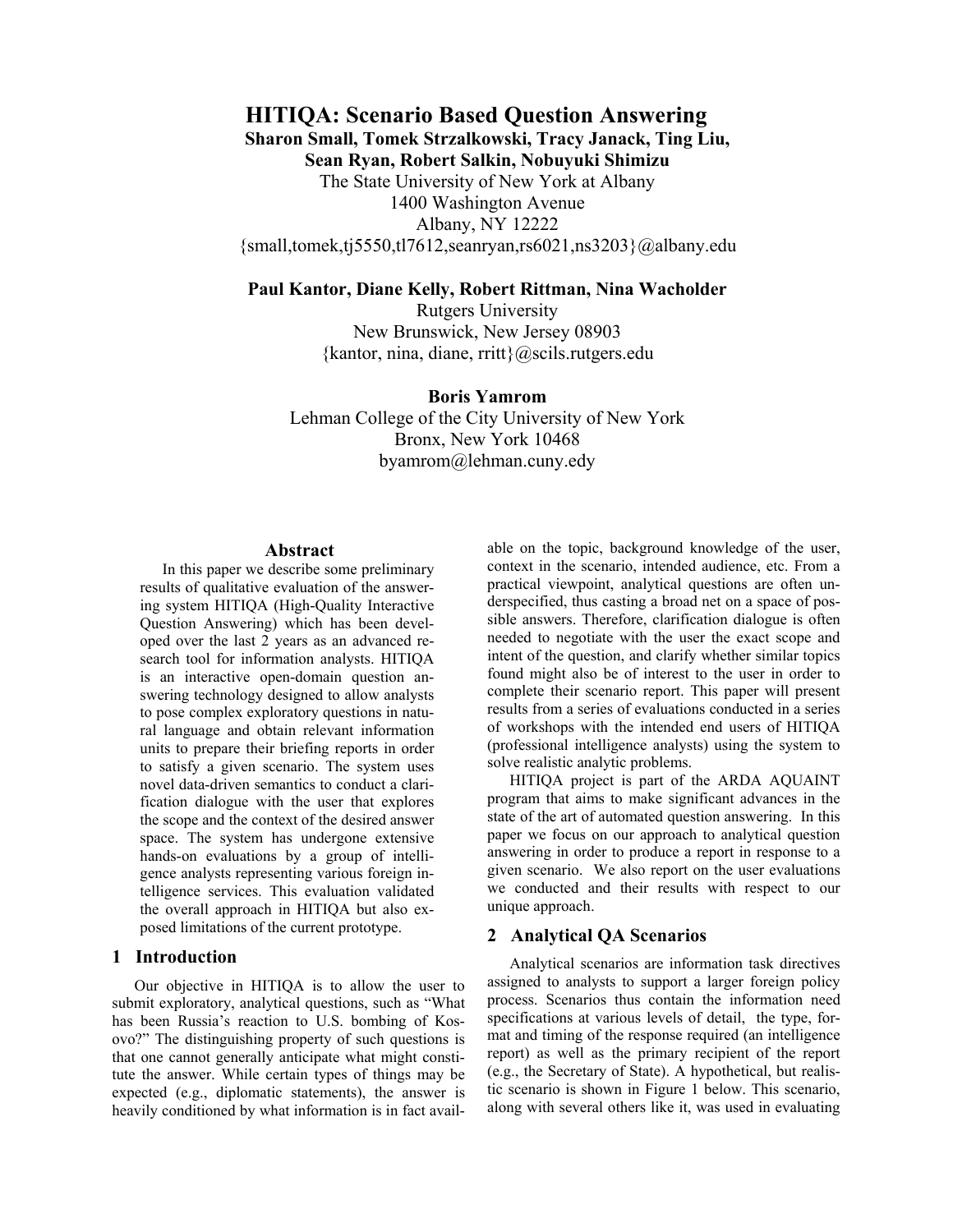# HITIQA: Scenario Based Question Answering

**Sharon Small, Tomek Strzalkowski, Tracy Janack, Ting Liu, Sean Ryan, Robert Salkin, Nobuyuki Shimizu**
The State University of New York at Albany
1400 Washington Avenue
Albany, NY 12222
{small,tomek,tj5550,tl7612,seanryan,rs6021,ns3203}@albany.edu

**Paul Kantor, Diane Kelly, Robert Rittman, Nina Wacholder**
Rutgers University
New Brunswick, New Jersey 08903
{kantor, nina, diane, rritt}@scils.rutgers.edu

**Boris Yamrom**
Lehman College of the City University of New York
Bronx, New York 10468
byamrom@lehman.cuny.edy

## Abstract

In this paper we describe some preliminary results of qualitative evaluation of the answering system HITIQA (High-Quality Interactive Question Answering) which has been developed over the last 2 years as an advanced research tool for information analysts. HITIQA is an interactive open-domain question answering technology designed to allow analysts to pose complex exploratory questions in natural language and obtain relevant information units to prepare their briefing reports in order to satisfy a given scenario. The system uses novel data-driven semantics to conduct a clarification dialogue with the user that explores the scope and the context of the desired answer space. The system has undergone extensive hands-on evaluations by a group of intelligence analysts representing various foreign intelligence services. This evaluation validated the overall approach in HITIQA but also exposed limitations of the current prototype.

## 1 Introduction

Our objective in HITIQA is to allow the user to submit exploratory, analytical questions, such as "What has been Russia's reaction to U.S. bombing of Kosovo?" The distinguishing property of such questions is that one cannot generally anticipate what might constitute the answer. While certain types of things may be expected (e.g., diplomatic statements), the answer is heavily conditioned by what information is in fact available on the topic, background knowledge of the user, context in the scenario, intended audience, etc. From a practical viewpoint, analytical questions are often underspecified, thus casting a broad net on a space of possible answers. Therefore, clarification dialogue is often needed to negotiate with the user the exact scope and intent of the question, and clarify whether similar topics found might also be of interest to the user in order to complete their scenario report. This paper will present results from a series of evaluations conducted in a series of workshops with the intended end users of HITIQA (professional intelligence analysts) using the system to solve realistic analytic problems.

HITIQA project is part of the ARDA AQUAINT program that aims to make significant advances in the state of the art of automated question answering. In this paper we focus on our approach to analytical question answering in order to produce a report in response to a given scenario. We also report on the user evaluations we conducted and their results with respect to our unique approach.

## 2 Analytical QA Scenarios

Analytical scenarios are information task directives assigned to analysts to support a larger foreign policy process. Scenarios thus contain the information need specifications at various levels of detail, the type, format and timing of the response required (an intelligence report) as well as the primary recipient of the report (e.g., the Secretary of State). A hypothetical, but realistic scenario is shown in Figure 1 below. This scenario, along with several others like it, was used in evaluating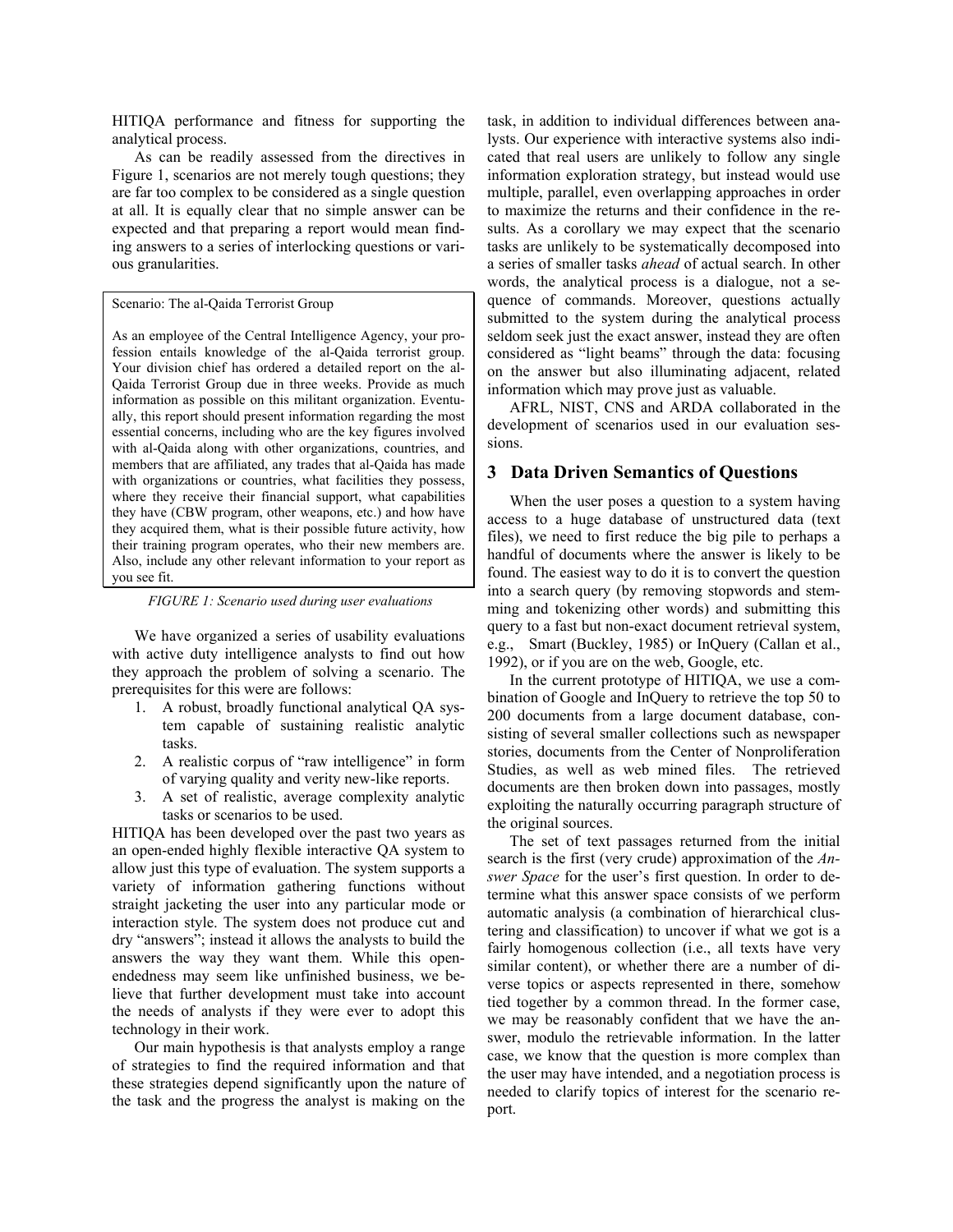HITIQA performance and fitness for supporting the analytical process.

As can be readily assessed from the directives in Figure 1, scenarios are not merely tough questions; they are far too complex to be considered as a single question at all. It is equally clear that no simple answer can be expected and that preparing a report would mean finding answers to a series of interlocking questions or various granularities.

> Scenario: The al-Qaida Terrorist Group
>
> As an employee of the Central Intelligence Agency, your profession entails knowledge of the al-Qaida terrorist group. Your division chief has ordered a detailed report on the al-Qaida Terrorist Group due in three weeks. Provide as much information as possible on this militant organization. Eventually, this report should present information regarding the most essential concerns, including who are the key figures involved with al-Qaida along with other organizations, countries, and members that are affiliated, any trades that al-Qaida has made with organizations or countries, what facilities they possess, where they receive their financial support, what capabilities they have (CBW program, other weapons, etc.) and how have they acquired them, what is their possible future activity, how their training program operates, who their new members are. Also, include any other relevant information to your report as you see fit.

*FIGURE 1: Scenario used during user evaluations*

We have organized a series of usability evaluations with active duty intelligence analysts to find out how they approach the problem of solving a scenario. The prerequisites for this were are follows:

1. A robust, broadly functional analytical QA system capable of sustaining realistic analytic tasks.
2. A realistic corpus of "raw intelligence" in form of varying quality and verity new-like reports.
3. A set of realistic, average complexity analytic tasks or scenarios to be used.

HITIQA has been developed over the past two years as an open-ended highly flexible interactive QA system to allow just this type of evaluation. The system supports a variety of information gathering functions without straight jacketing the user into any particular mode or interaction style. The system does not produce cut and dry "answers"; instead it allows the analysts to build the answers the way they want them. While this open-endedness may seem like unfinished business, we believe that further development must take into account the needs of analysts if they were ever to adopt this technology in their work.

Our main hypothesis is that analysts employ a range of strategies to find the required information and that these strategies depend significantly upon the nature of the task and the progress the analyst is making on the task, in addition to individual differences between analysts. Our experience with interactive systems also indicated that real users are unlikely to follow any single information exploration strategy, but instead would use multiple, parallel, even overlapping approaches in order to maximize the returns and their confidence in the results. As a corollary we may expect that the scenario tasks are unlikely to be systematically decomposed into a series of smaller tasks *ahead* of actual search. In other words, the analytical process is a dialogue, not a sequence of commands. Moreover, questions actually submitted to the system during the analytical process seldom seek just the exact answer, instead they are often considered as "light beams" through the data: focusing on the answer but also illuminating adjacent, related information which may prove just as valuable.

AFRL, NIST, CNS and ARDA collaborated in the development of scenarios used in our evaluation sessions.

## 3 Data Driven Semantics of Questions

When the user poses a question to a system having access to a huge database of unstructured data (text files), we need to first reduce the big pile to perhaps a handful of documents where the answer is likely to be found. The easiest way to do it is to convert the question into a search query (by removing stopwords and stemming and tokenizing other words) and submitting this query to a fast but non-exact document retrieval system, e.g., Smart (Buckley, 1985) or InQuery (Callan et al., 1992), or if you are on the web, Google, etc.

In the current prototype of HITIQA, we use a combination of Google and InQuery to retrieve the top 50 to 200 documents from a large document database, consisting of several smaller collections such as newspaper stories, documents from the Center of Nonproliferation Studies, as well as web mined files. The retrieved documents are then broken down into passages, mostly exploiting the naturally occurring paragraph structure of the original sources.

The set of text passages returned from the initial search is the first (very crude) approximation of the *Answer Space* for the user's first question. In order to determine what this answer space consists of we perform automatic analysis (a combination of hierarchical clustering and classification) to uncover if what we got is a fairly homogenous collection (i.e., all texts have very similar content), or whether there are a number of diverse topics or aspects represented in there, somehow tied together by a common thread. In the former case, we may be reasonably confident that we have the answer, modulo the retrievable information. In the latter case, we know that the question is more complex than the user may have intended, and a negotiation process is needed to clarify topics of interest for the scenario report.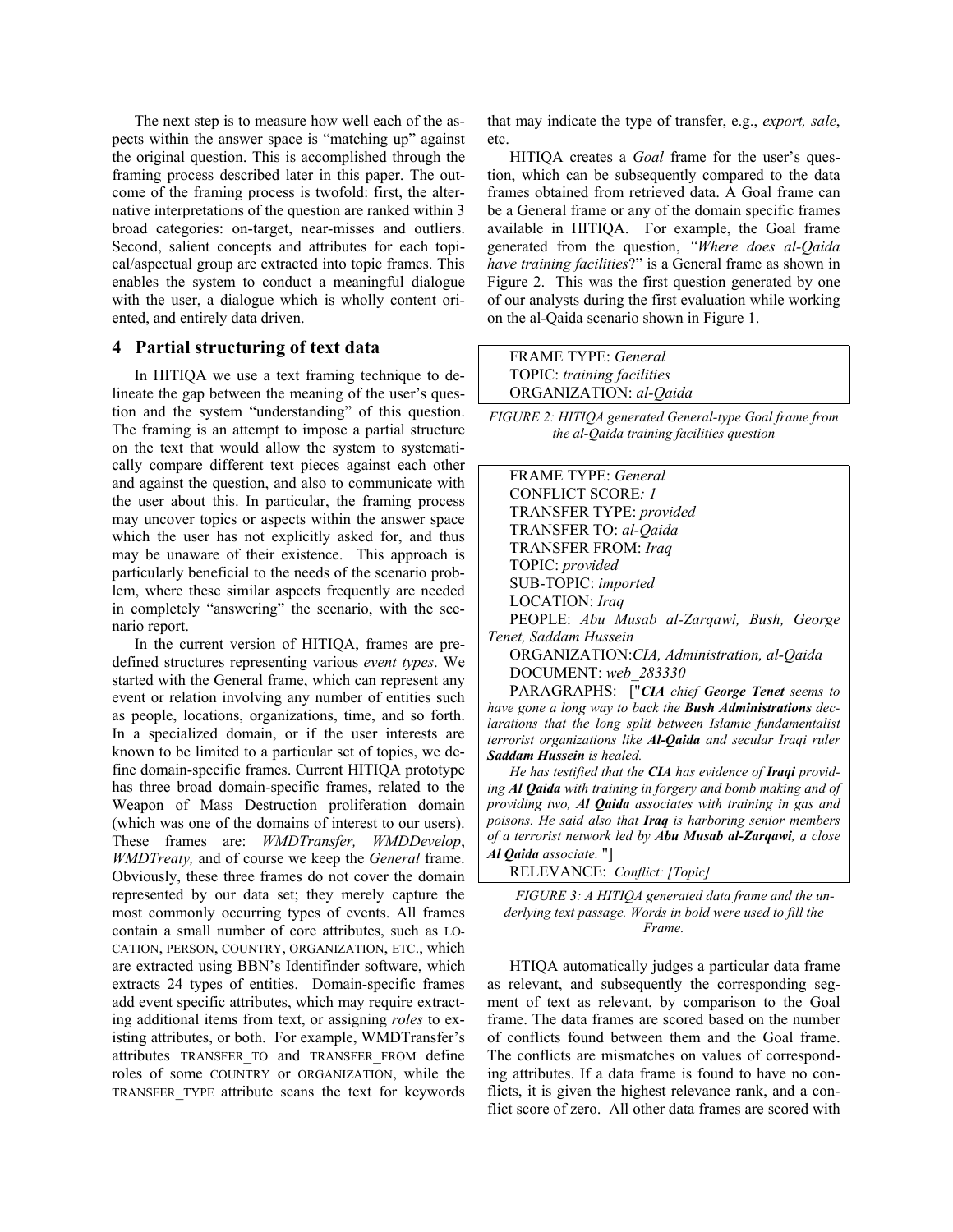The next step is to measure how well each of the aspects within the answer space is "matching up" against the original question. This is accomplished through the framing process described later in this paper. The outcome of the framing process is twofold: first, the alternative interpretations of the question are ranked within 3 broad categories: on-target, near-misses and outliers. Second, salient concepts and attributes for each topical/aspectual group are extracted into topic frames. This enables the system to conduct a meaningful dialogue with the user, a dialogue which is wholly content oriented, and entirely data driven.

## 4 Partial structuring of text data

In HITIQA we use a text framing technique to delineate the gap between the meaning of the user's question and the system "understanding" of this question. The framing is an attempt to impose a partial structure on the text that would allow the system to systematically compare different text pieces against each other and against the question, and also to communicate with the user about this. In particular, the framing process may uncover topics or aspects within the answer space which the user has not explicitly asked for, and thus may be unaware of their existence. This approach is particularly beneficial to the needs of the scenario problem, where these similar aspects frequently are needed in completely "answering" the scenario, with the scenario report.

In the current version of HITIQA, frames are predefined structures representing various *event types*. We started with the General frame, which can represent any event or relation involving any number of entities such as people, locations, organizations, time, and so forth. In a specialized domain, or if the user interests are known to be limited to a particular set of topics, we define domain-specific frames. Current HITIQA prototype has three broad domain-specific frames, related to the Weapon of Mass Destruction proliferation domain (which was one of the domains of interest to our users). These frames are: *WMDTransfer, WMDDevelop*, *WMDTreaty,* and of course we keep the *General* frame. Obviously, these three frames do not cover the domain represented by our data set; they merely capture the most commonly occurring types of events. All frames contain a small number of core attributes, such as LOCATION, PERSON, COUNTRY, ORGANIZATION, ETC., which are extracted using BBN's Identifinder software, which extracts 24 types of entities. Domain-specific frames add event specific attributes, which may require extracting additional items from text, or assigning *roles* to existing attributes, or both. For example, WMDTransfer's attributes TRANSFER_TO and TRANSFER_FROM define roles of some COUNTRY or ORGANIZATION, while the TRANSFER_TYPE attribute scans the text for keywords that may indicate the type of transfer, e.g., *export, sale*, etc.

HITIQA creates a *Goal* frame for the user's question, which can be subsequently compared to the data frames obtained from retrieved data. A Goal frame can be a General frame or any of the domain specific frames available in HITIQA. For example, the Goal frame generated from the question, *"Where does al-Qaida have training facilities*?" is a General frame as shown in Figure 2. This was the first question generated by one of our analysts during the first evaluation while working on the al-Qaida scenario shown in Figure 1.

FRAME TYPE: *General*
TOPIC: *training facilities*
ORGANIZATION: *al-Qaida*

*FIGURE 2: HITIQA generated General-type Goal frame from the al-Qaida training facilities question*

FRAME TYPE: *General*
CONFLICT SCORE*: 1*
TRANSFER TYPE: *provided*
TRANSFER TO: *al-Qaida*
TRANSFER FROM: *Iraq*
TOPIC: *provided*
SUB-TOPIC: *imported*
LOCATION: *Iraq*
PEOPLE: *Abu Musab al-Zarqawi, Bush, George Tenet, Saddam Hussein*
ORGANIZATION:*CIA, Administration, al-Qaida*
DOCUMENT: *web_283330*
PARAGRAPHS: ["***CIA*** *chief* ***George Tenet*** *seems to have gone a long way to back the* ***Bush Administrations*** *declarations that the long split between Islamic fundamentalist terrorist organizations like* ***Al-Qaida*** *and secular Iraqi ruler* ***Saddam Hussein*** *is healed.*

*He has testified that the* ***CIA*** *has evidence of* ***Iraqi*** *providing* ***Al Qaida*** *with training in forgery and bomb making and of providing two,* ***Al Qaida*** *associates with training in gas and poisons. He said also that* ***Iraq*** *is harboring senior members of a terrorist network led by* ***Abu Musab al-Zarqawi****, a close* ***Al Qaida*** *associate.* "]
RELEVANCE: *Conflict: [Topic]*

*FIGURE 3: A HITIQA generated data frame and the underlying text passage. Words in bold were used to fill the Frame.*

HTIQA automatically judges a particular data frame as relevant, and subsequently the corresponding segment of text as relevant, by comparison to the Goal frame. The data frames are scored based on the number of conflicts found between them and the Goal frame. The conflicts are mismatches on values of corresponding attributes. If a data frame is found to have no conflicts, it is given the highest relevance rank, and a conflict score of zero. All other data frames are scored with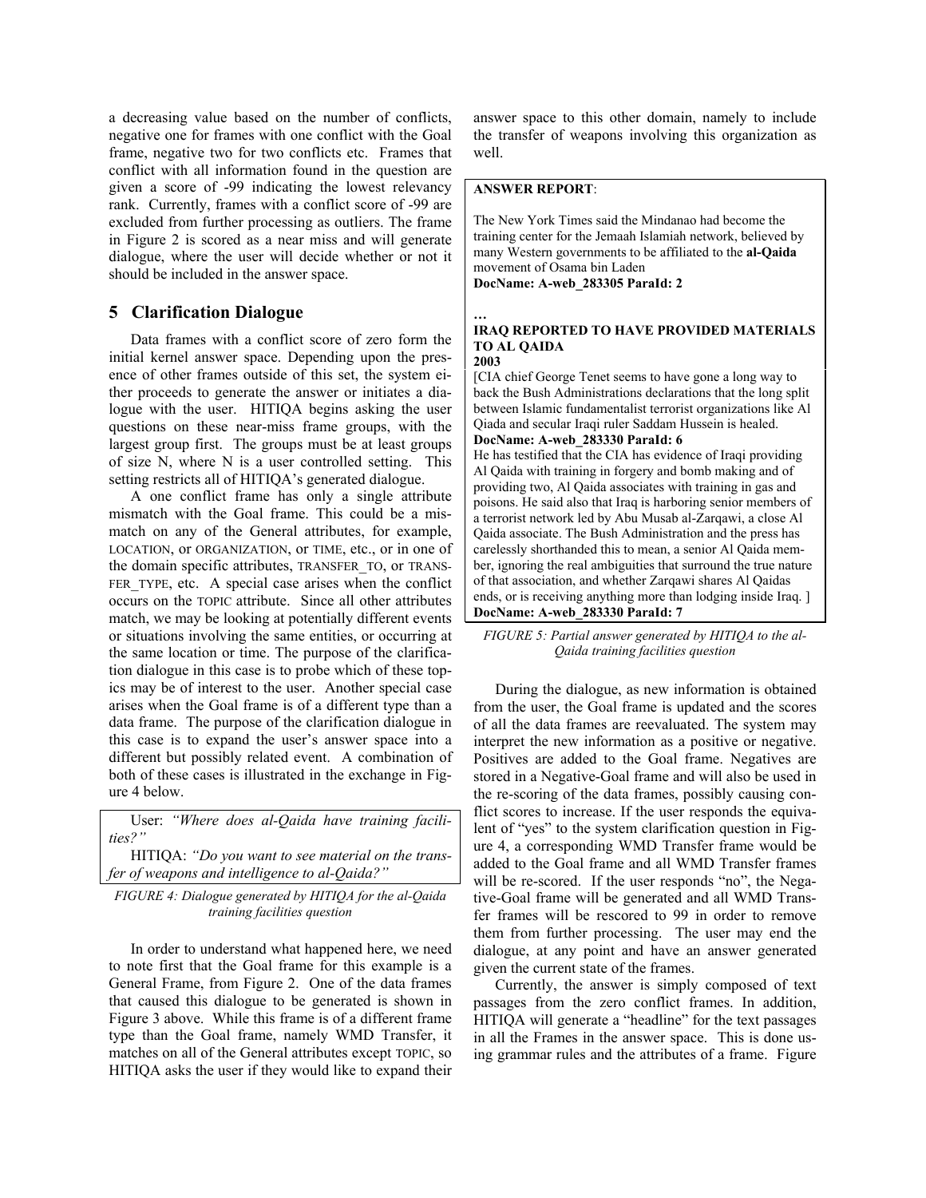a decreasing value based on the number of conflicts, negative one for frames with one conflict with the Goal frame, negative two for two conflicts etc. Frames that conflict with all information found in the question are given a score of -99 indicating the lowest relevancy rank. Currently, frames with a conflict score of -99 are excluded from further processing as outliers. The frame in Figure 2 is scored as a near miss and will generate dialogue, where the user will decide whether or not it should be included in the answer space.

## 5 Clarification Dialogue

Data frames with a conflict score of zero form the initial kernel answer space. Depending upon the presence of other frames outside of this set, the system either proceeds to generate the answer or initiates a dialogue with the user. HITIQA begins asking the user questions on these near-miss frame groups, with the largest group first. The groups must be at least groups of size N, where N is a user controlled setting. This setting restricts all of HITIQA's generated dialogue.

A one conflict frame has only a single attribute mismatch with the Goal frame. This could be a mismatch on any of the General attributes, for example, LOCATION, or ORGANIZATION, or TIME, etc., or in one of the domain specific attributes, TRANSFER_TO, or TRANSFER_TYPE, etc. A special case arises when the conflict occurs on the TOPIC attribute. Since all other attributes match, we may be looking at potentially different events or situations involving the same entities, or occurring at the same location or time. The purpose of the clarification dialogue in this case is to probe which of these topics may be of interest to the user. Another special case arises when the Goal frame is of a different type than a data frame. The purpose of the clarification dialogue in this case is to expand the user's answer space into a different but possibly related event. A combination of both of these cases is illustrated in the exchange in Figure 4 below.

> User: *"Where does al-Qaida have training facilities?"*
>
> HITIQA: *"Do you want to see material on the transfer of weapons and intelligence to al-Qaida?"*

*FIGURE 4: Dialogue generated by HITIQA for the al-Qaida training facilities question*

In order to understand what happened here, we need to note first that the Goal frame for this example is a General Frame, from Figure 2. One of the data frames that caused this dialogue to be generated is shown in Figure 3 above. While this frame is of a different frame type than the Goal frame, namely WMD Transfer, it matches on all of the General attributes except TOPIC, so HITIQA asks the user if they would like to expand their answer space to this other domain, namely to include the transfer of weapons involving this organization as well.

> **ANSWER REPORT**:
>
> The New York Times said the Mindanao had become the training center for the Jemaah Islamiah network, believed by many Western governments to be affiliated to the **al-Qaida** movement of Osama bin Laden
> **DocName: A-web_283305 ParaId: 2**
>
> …
>
> **IRAQ REPORTED TO HAVE PROVIDED MATERIALS TO AL QAIDA**
> **2003**
> [CIA chief George Tenet seems to have gone a long way to back the Bush Administrations declarations that the long split between Islamic fundamentalist terrorist organizations like Al Qiada and secular Iraqi ruler Saddam Hussein is healed.
> **DocName: A-web_283330 ParaId: 6**
> He has testified that the CIA has evidence of Iraqi providing Al Qaida with training in forgery and bomb making and of providing two, Al Qaida associates with training in gas and poisons. He said also that Iraq is harboring senior members of a terrorist network led by Abu Musab al-Zarqawi, a close Al Qaida associate. The Bush Administration and the press has carelessly shorthanded this to mean, a senior Al Qaida member, ignoring the real ambiguities that surround the true nature of that association, and whether Zarqawi shares Al Qaidas ends, or is receiving anything more than lodging inside Iraq. ]
> **DocName: A-web_283330 ParaId: 7**

*FIGURE 5: Partial answer generated by HITIQA to the al-Qaida training facilities question*

During the dialogue, as new information is obtained from the user, the Goal frame is updated and the scores of all the data frames are reevaluated. The system may interpret the new information as a positive or negative. Positives are added to the Goal frame. Negatives are stored in a Negative-Goal frame and will also be used in the re-scoring of the data frames, possibly causing conflict scores to increase. If the user responds the equivalent of "yes" to the system clarification question in Figure 4, a corresponding WMD Transfer frame would be added to the Goal frame and all WMD Transfer frames will be re-scored. If the user responds "no", the Negative-Goal frame will be generated and all WMD Transfer frames will be rescored to 99 in order to remove them from further processing. The user may end the dialogue, at any point and have an answer generated given the current state of the frames.

Currently, the answer is simply composed of text passages from the zero conflict frames. In addition, HITIQA will generate a "headline" for the text passages in all the Frames in the answer space. This is done using grammar rules and the attributes of a frame. Figure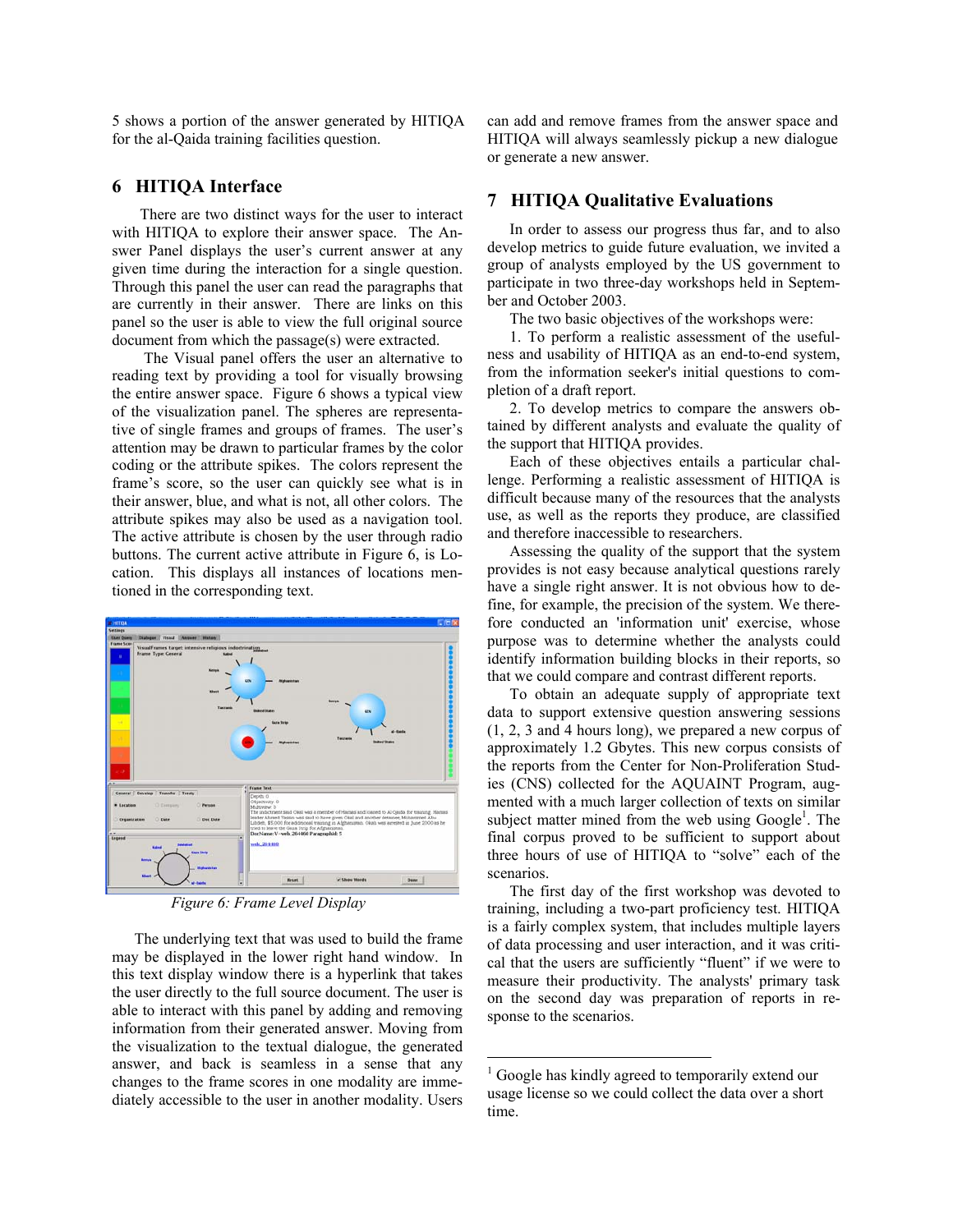5 shows a portion of the answer generated by HITIQA for the al-Qaida training facilities question.

## 6 HITIQA Interface

There are two distinct ways for the user to interact with HITIQA to explore their answer space. The Answer Panel displays the user's current answer at any given time during the interaction for a single question. Through this panel the user can read the paragraphs that are currently in their answer. There are links on this panel so the user is able to view the full original source document from which the passage(s) were extracted.

The Visual panel offers the user an alternative to reading text by providing a tool for visually browsing the entire answer space. Figure 6 shows a typical view of the visualization panel. The spheres are representative of single frames and groups of frames. The user's attention may be drawn to particular frames by the color coding or the attribute spikes. The colors represent the frame's score, so the user can quickly see what is in their answer, blue, and what is not, all other colors. The attribute spikes may also be used as a navigation tool. The active attribute is chosen by the user through radio buttons. The current active attribute in Figure 6, is Location. This displays all instances of locations mentioned in the corresponding text.

*Figure 6: Frame Level Display*

The underlying text that was used to build the frame may be displayed in the lower right hand window. In this text display window there is a hyperlink that takes the user directly to the full source document. The user is able to interact with this panel by adding and removing information from their generated answer. Moving from the visualization to the textual dialogue, the generated answer, and back is seamless in a sense that any changes to the frame scores in one modality are immediately accessible to the user in another modality. Users can add and remove frames from the answer space and HITIQA will always seamlessly pickup a new dialogue or generate a new answer.

## 7 HITIQA Qualitative Evaluations

In order to assess our progress thus far, and to also develop metrics to guide future evaluation, we invited a group of analysts employed by the US government to participate in two three-day workshops held in September and October 2003.

The two basic objectives of the workshops were:

1. To perform a realistic assessment of the usefulness and usability of HITIQA as an end-to-end system, from the information seeker's initial questions to completion of a draft report.
2. To develop metrics to compare the answers obtained by different analysts and evaluate the quality of the support that HITIQA provides.

Each of these objectives entails a particular challenge. Performing a realistic assessment of HITIQA is difficult because many of the resources that the analysts use, as well as the reports they produce, are classified and therefore inaccessible to researchers.

Assessing the quality of the support that the system provides is not easy because analytical questions rarely have a single right answer. It is not obvious how to define, for example, the precision of the system. We therefore conducted an 'information unit' exercise, whose purpose was to determine whether the analysts could identify information building blocks in their reports, so that we could compare and contrast different reports.

To obtain an adequate supply of appropriate text data to support extensive question answering sessions (1, 2, 3 and 4 hours long), we prepared a new corpus of approximately 1.2 Gbytes. This new corpus consists of the reports from the Center for Non-Proliferation Studies (CNS) collected for the AQUAINT Program, augmented with a much larger collection of texts on similar subject matter mined from the web using Google[1]. The final corpus proved to be sufficient to support about three hours of use of HITIQA to "solve" each of the scenarios.

The first day of the first workshop was devoted to training, including a two-part proficiency test. HITIQA is a fairly complex system, that includes multiple layers of data processing and user interaction, and it was critical that the users are sufficiently "fluent" if we were to measure their productivity. The analysts' primary task on the second day was preparation of reports in response to the scenarios.

---

[1] Google has kindly agreed to temporarily extend our usage license so we could collect the data over a short time.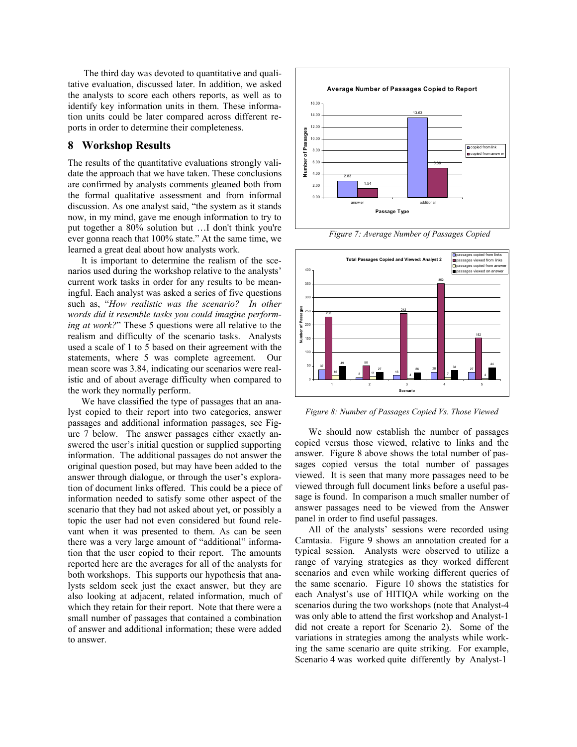The third day was devoted to quantitative and qualitative evaluation, discussed later. In addition, we asked the analysts to score each others reports, as well as to identify key information units in them. These information units could be later compared across different reports in order to determine their completeness.

## 8 Workshop Results

The results of the quantitative evaluations strongly validate the approach that we have taken. These conclusions are confirmed by analysts comments gleaned both from the formal qualitative assessment and from informal discussion. As one analyst said, "the system as it stands now, in my mind, gave me enough information to try to put together a 80% solution but …I don't think you're ever gonna reach that 100% state." At the same time, we learned a great deal about how analysts work.

It is important to determine the realism of the scenarios used during the workshop relative to the analysts' current work tasks in order for any results to be meaningful. Each analyst was asked a series of five questions such as, "*How realistic was the scenario? In other words did it resemble tasks you could imagine performing at work?*" These 5 questions were all relative to the realism and difficulty of the scenario tasks. Analysts used a scale of 1 to 5 based on their agreement with the statements, where 5 was complete agreement. Our mean score was 3.84, indicating our scenarios were realistic and of about average difficulty when compared to the work they normally perform.

We have classified the type of passages that an analyst copied to their report into two categories, answer passages and additional information passages, see Figure 7 below. The answer passages either exactly answered the user's initial question or supplied supporting information. The additional passages do not answer the original question posed, but may have been added to the answer through dialogue, or through the user's exploration of document links offered. This could be a piece of information needed to satisfy some other aspect of the scenario that they had not asked about yet, or possibly a topic the user had not even considered but found relevant when it was presented to them. As can be seen there was a very large amount of "additional" information that the user copied to their report. The amounts reported here are the averages for all of the analysts for both workshops. This supports our hypothesis that analysts seldom seek just the exact answer, but they are also looking at adjacent, related information, much of which they retain for their report. Note that there were a small number of passages that contained a combination of answer and additional information; these were added to answer.

*Figure 7: Average Number of Passages Copied*

*Figure 8: Number of Passages Copied Vs. Those Viewed*

We should now establish the number of passages copied versus those viewed, relative to links and the answer. Figure 8 above shows the total number of passages copied versus the total number of passages viewed. It is seen that many more passages need to be viewed through full document links before a useful passage is found. In comparison a much smaller number of answer passages need to be viewed from the Answer panel in order to find useful passages.

All of the analysts' sessions were recorded using Camtasia. Figure 9 shows an annotation created for a typical session. Analysts were observed to utilize a range of varying strategies as they worked different scenarios and even while working different queries of the same scenario. Figure 10 shows the statistics for each Analyst's use of HITIQA while working on the scenarios during the two workshops (note that Analyst-4 was only able to attend the first workshop and Analyst-1 did not create a report for Scenario 2). Some of the variations in strategies among the analysts while working the same scenario are quite striking. For example, Scenario 4 was worked quite differently by Analyst-1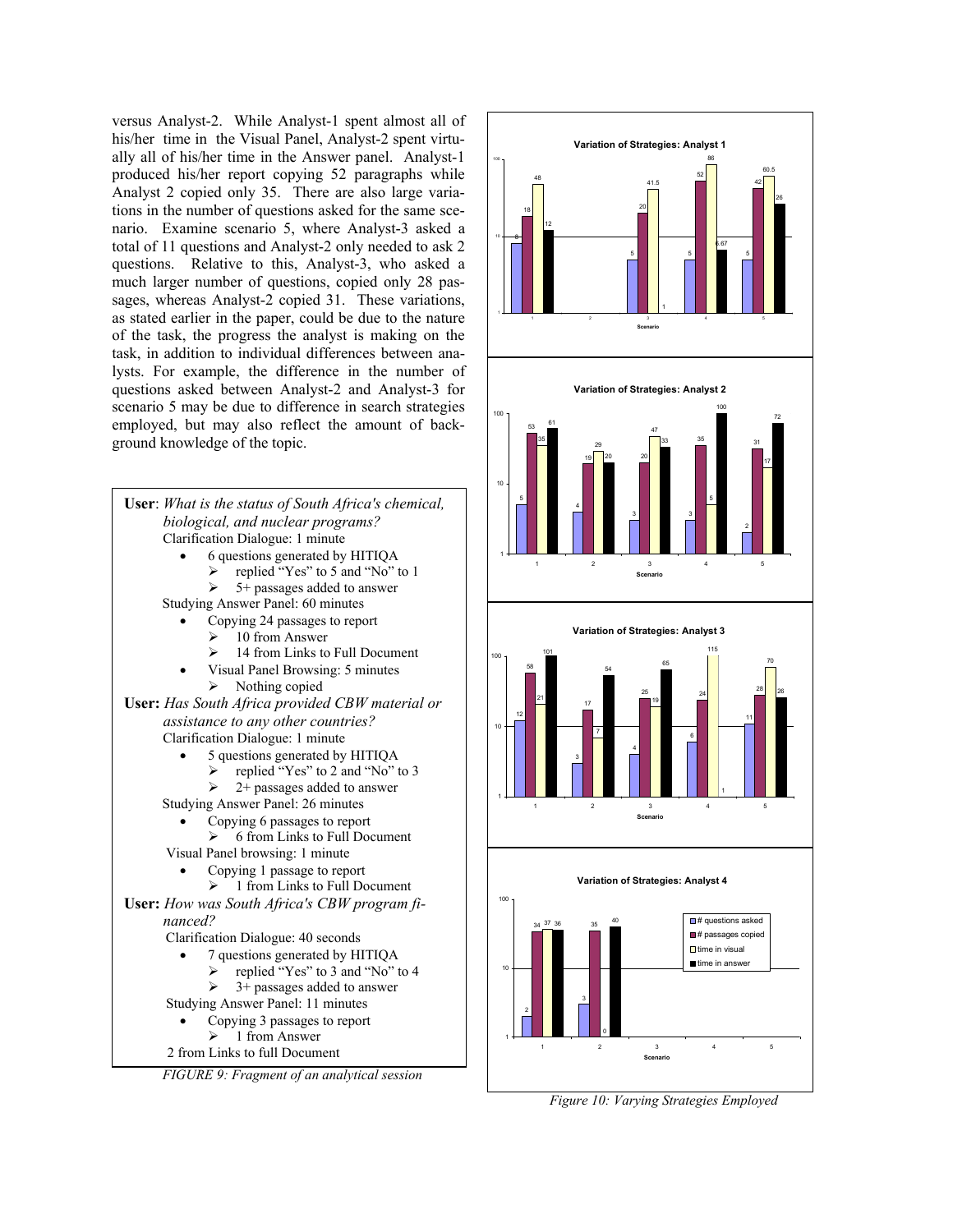versus Analyst-2. While Analyst-1 spent almost all of his/her time in the Visual Panel, Analyst-2 spent virtually all of his/her time in the Answer panel. Analyst-1 produced his/her report copying 52 paragraphs while Analyst 2 copied only 35. There are also large variations in the number of questions asked for the same scenario. Examine scenario 5, where Analyst-3 asked a total of 11 questions and Analyst-2 only needed to ask 2 questions. Relative to this, Analyst-3, who asked a much larger number of questions, copied only 28 passages, whereas Analyst-2 copied 31. These variations, as stated earlier in the paper, could be due to the nature of the task, the progress the analyst is making on the task, in addition to individual differences between analysts. For example, the difference in the number of questions asked between Analyst-2 and Analyst-3 for scenario 5 may be due to difference in search strategies employed, but may also reflect the amount of background knowledge of the topic.

**User**: *What is the status of South Africa's chemical, biological, and nuclear programs?*

Clarification Dialogue: 1 minute

- 6 questions generated by HITIQA
  - replied "Yes" to 5 and "No" to 1
  - 5+ passages added to answer

Studying Answer Panel: 60 minutes

- Copying 24 passages to report
  - 10 from Answer
  - 14 from Links to Full Document
- Visual Panel Browsing: 5 minutes
  - Nothing copied

**User:** *Has South Africa provided CBW material or assistance to any other countries?*

Clarification Dialogue: 1 minute

- 5 questions generated by HITIQA
  - replied "Yes" to 2 and "No" to 3
  - 2+ passages added to answer

Studying Answer Panel: 26 minutes

- Copying 6 passages to report
  - 6 from Links to Full Document

Visual Panel browsing: 1 minute

- Copying 1 passage to report
  - 1 from Links to Full Document

**User:** *How was South Africa's CBW program financed?*

Clarification Dialogue: 40 seconds

- 7 questions generated by HITIQA
  - replied "Yes" to 3 and "No" to 4
  - 3+ passages added to answer

Studying Answer Panel: 11 minutes

- Copying 3 passages to report
  - 1 from Answer

2 from Links to full Document

*FIGURE 9: Fragment of an analytical session*

*Figure 10: Varying Strategies Employed*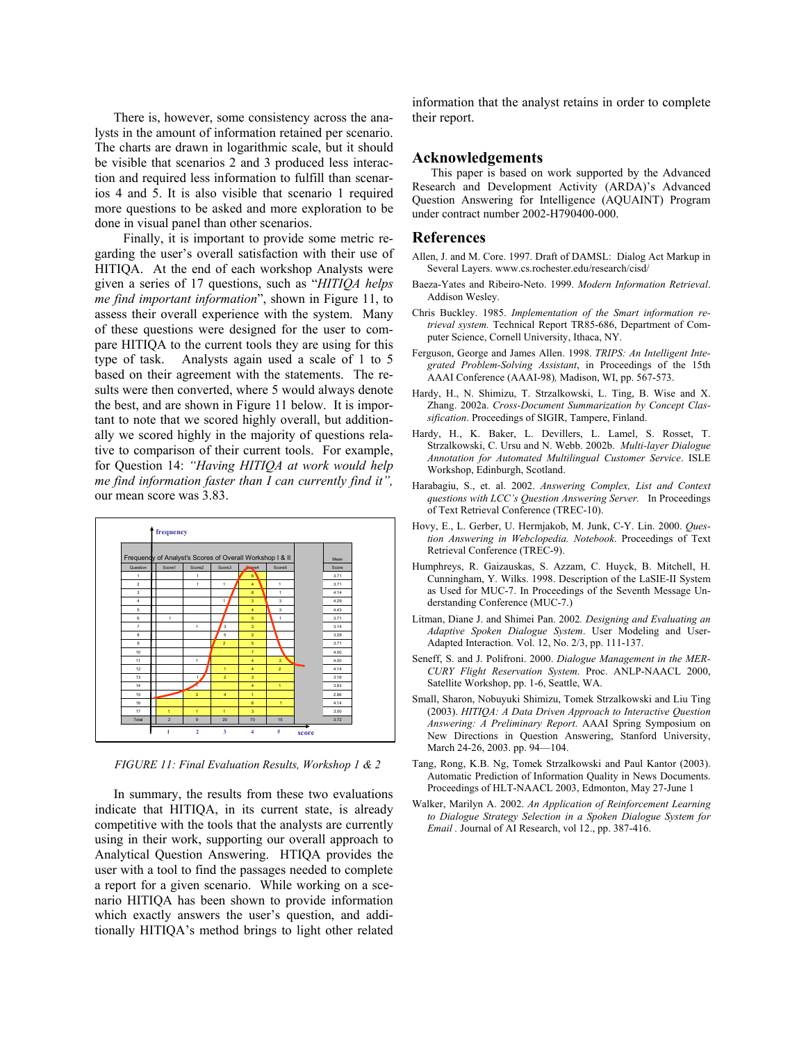There is, however, some consistency across the analysts in the amount of information retained per scenario. The charts are drawn in logarithmic scale, but it should be visible that scenarios 2 and 3 produced less interaction and required less information to fulfill than scenarios 4 and 5. It is also visible that scenario 1 required more questions to be asked and more exploration to be done in visual panel than other scenarios.

Finally, it is important to provide some metric regarding the user's overall satisfaction with their use of HITIQA. At the end of each workshop Analysts were given a series of 17 questions, such as "*HITIQA helps me find important information*", shown in Figure 11, to assess their overall experience with the system. Many of these questions were designed for the user to compare HITIQA to the current tools they are using for this type of task. Analysts again used a scale of 1 to 5 based on their agreement with the statements. The results were then converted, where 5 would always denote the best, and are shown in Figure 11 below. It is important to note that we scored highly overall, but additionally we scored highly in the majority of questions relative to comparison of their current tools. For example, for Question 14: *"Having HITIQA at work would help me find information faster than I can currently find it",* our mean score was 3.83.

frequency

Frequency of Analyst's Scores of Overall Workshop I & II

| Question | Score1 | Score2 | Score3 | Score4 | Score5 | Mean Score |
|---|---|---|---|---|---|---|
| 1 | | 1 | | 6 | | 3.71 |
| 2 | | 1 | 1 | 4 | 1 | 3.71 |
| 3 | | | | 6 | 1 | 4.14 |
| 4 | | | 1 | 3 | 3 | 4.29 |
| 5 | | | | 4 | 3 | 4.43 |
| 6 | 1 | | | 5 | 1 | 3.71 |
| 7 | | 1 | 3 | 3 | | 3.14 |
| 8 | | | 5 | 2 | | 3.29 |
| 9 | | | 2 | 5 | | 3.71 |
| 10 | | | | 7 | | 4.00 |
| 11 | | 1 | | 4 | 2 | 4.00 |
| 12 | | | 1 | 4 | 2 | 4.14 |
| 13 | | 1 | 2 | 3 | | 3.16 |
| 14 | | | | 4 | 1 | 3.83 |
| 15 | | 2 | 4 | 1 | | 2.86 |
| 16 | | | | 6 | 1 | 4.14 |
| 17 | 1 | 1 | 1 | 3 | | 3.00 |
| Total | 2 | 9 | 20 | 70 | 15 | 3.72 |

1 2 3 4 5 score

*FIGURE 11: Final Evaluation Results, Workshop 1 & 2*

In summary, the results from these two evaluations indicate that HITIQA, in its current state, is already competitive with the tools that the analysts are currently using in their work, supporting our overall approach to Analytical Question Answering. HTIQA provides the user with a tool to find the passages needed to complete a report for a given scenario. While working on a scenario HITIQA has been shown to provide information which exactly answers the user's question, and additionally HITIQA's method brings to light other related information that the analyst retains in order to complete their report.

## Acknowledgements

This paper is based on work supported by the Advanced Research and Development Activity (ARDA)'s Advanced Question Answering for Intelligence (AQUAINT) Program under contract number 2002-H790400-000.

## References

Allen, J. and M. Core. 1997. Draft of DAMSL: Dialog Act Markup in Several Layers. www.cs.rochester.edu/research/cisd/

Baeza-Yates and Ribeiro-Neto. 1999. *Modern Information Retrieval*. Addison Wesley.

Chris Buckley. 1985. *Implementation of the Smart information retrieval system.* Technical Report TR85-686, Department of Computer Science, Cornell University, Ithaca, NY.

Ferguson, George and James Allen. 1998. *TRIPS: An Intelligent Integrated Problem-Solving Assistant*, in Proceedings of the 15th AAAI Conference (AAAI-98)*,* Madison, WI, pp. 567-573.

Hardy, H., N. Shimizu, T. Strzalkowski, L. Ting, G. B. Wise and X. Zhang. 2002a. *Cross-Document Summarization by Concept Classification*. Proceedings of SIGIR, Tampere, Finland.

Hardy, H., K. Baker, L. Devillers, L. Lamel, S. Rosset, T. Strzalkowski, C. Ursu and N. Webb. 2002b. *Multi-layer Dialogue Annotation for Automated Multilingual Customer Service*. ISLE Workshop, Edinburgh, Scotland.

Harabagiu, S., et. al. 2002. *Answering Complex, List and Context questions with LCC's Question Answering Server.* In Proceedings of Text Retrieval Conference (TREC-10).

Hovy, E., L. Gerber, U. Hermjakob, M. Junk, C-Y. Lin. 2000. *Question Answering in Webclopedia. Notebook.* Proceedings of Text Retrieval Conference (TREC-9).

Humphreys, R. Gaizauskas, S. Azzam, C. Huyck, B. Mitchell, H. Cunningham, Y. Wilks. 1998. Description of the LaSIE-II System as Used for MUC-7. In Proceedings of the Seventh Message Understanding Conference (MUC-7.)

Litman, Diane J. and Shimei Pan. 2002*. Designing and Evaluating an Adaptive Spoken Dialogue System*. User Modeling and User-Adapted Interaction*.* Vol. 12, No. 2/3, pp. 111-137.

Seneff, S. and J. Polifroni. 2000. *Dialogue Management in the MERCURY Flight Reservation System*. Proc. ANLP-NAACL 2000, Satellite Workshop, pp. 1-6, Seattle, WA.

Small, Sharon, Nobuyuki Shimizu, Tomek Strzalkowski and Liu Ting (2003). *HITIQA: A Data Driven Approach to Interactive Question Answering: A Preliminary Report*. AAAI Spring Symposium on New Directions in Question Answering, Stanford University, March 24-26, 2003. pp. 94—104.

Tang, Rong, K.B. Ng, Tomek Strzalkowski and Paul Kantor (2003). Automatic Prediction of Information Quality in News Documents. Proceedings of HLT-NAACL 2003, Edmonton, May 27-June 1

Walker, Marilyn A. 2002. *An Application of Reinforcement Learning to Dialogue Strategy Selection in a Spoken Dialogue System for Email* . Journal of AI Research, vol 12., pp. 387-416.